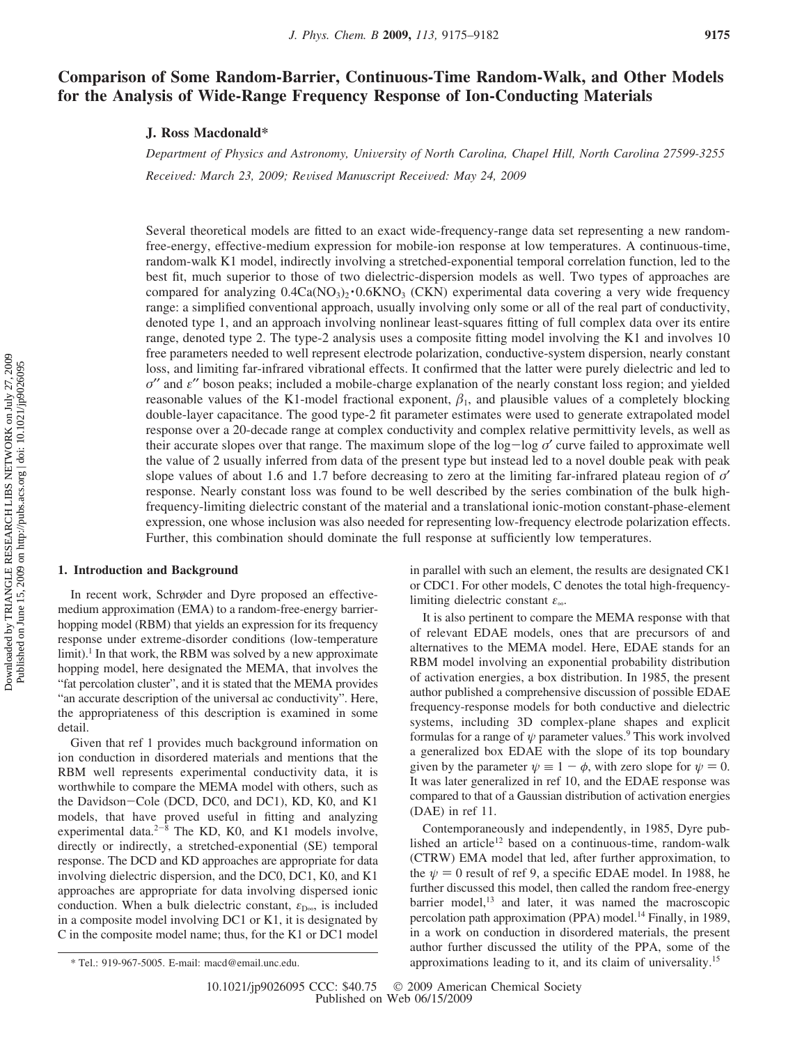# Comparison of Some Random-Barrier, Continuous-Time Random-Walk, and Other Models for the Analysis of Wide-Range Frequency Response of Ion-Conducting Materials

**J. Ross Macdonald***

*Department of Physics and Astronomy, University of North Carolina, Chapel Hill, North Carolina 27599-3255*

*Received: March 23, 2009; Revised Manuscript Received: May 24, 2009*

Several theoretical models are fitted to an exact wide-frequency-range data set representing a new random-free-energy, effective-medium expression for mobile-ion response at low temperatures. A continuous-time, random-walk K1 model, indirectly involving a stretched-exponential temporal correlation function, led to the best fit, much superior to those of two dielectric-dispersion models as well. Two types of approaches are compared for analyzing $0.4Ca(NO_3)_2 \cdot 0.6KNO_3$ (CKN) experimental data covering a very wide frequency range: a simplified conventional approach, usually involving only some or all of the real part of conductivity, denoted type 1, and an approach involving nonlinear least-squares fitting of full complex data over its entire range, denoted type 2. The type-2 analysis uses a composite fitting model involving the K1 and involves 10 free parameters needed to well represent electrode polarization, conductive-system dispersion, nearly constant loss, and limiting far-infrared vibrational effects. It confirmed that the latter were purely dielectric and led to $\sigma''$ and $\varepsilon''$ boson peaks; included a mobile-charge explanation of the nearly constant loss region; and yielded reasonable values of the K1-model fractional exponent, $\beta_1$, and plausible values of a completely blocking double-layer capacitance. The good type-2 fit parameter estimates were used to generate extrapolated model response over a 20-decade range at complex conductivity and complex relative permittivity levels, as well as their accurate slopes over that range. The maximum slope of the log−log $\sigma'$ curve failed to approximate well the value of 2 usually inferred from data of the present type but instead led to a novel double peak with peak slope values of about 1.6 and 1.7 before decreasing to zero at the limiting far-infrared plateau region of $\sigma'$ response. Nearly constant loss was found to be well described by the series combination of the bulk high-frequency-limiting dielectric constant of the material and a translational ionic-motion constant-phase-element expression, one whose inclusion was also needed for representing low-frequency electrode polarization effects. Further, this combination should dominate the full response at sufficiently low temperatures.

## 1. Introduction and Background

In recent work, Schrøder and Dyre proposed an effective-medium approximation (EMA) to a random-free-energy barrier-hopping model (RBM) that yields an expression for its frequency response under extreme-disorder conditions (low-temperature limit).[1] In that work, the RBM was solved by a new approximate hopping model, here designated the MEMA, that involves the "fat percolation cluster", and it is stated that the MEMA provides "an accurate description of the universal ac conductivity". Here, the appropriateness of this description is examined in some detail.

Given that ref 1 provides much background information on ion conduction in disordered materials and mentions that the RBM well represents experimental conductivity data, it is worthwhile to compare the MEMA model with others, such as the Davidson−Cole (DCD, DC0, and DC1), KD, K0, and K1 models, that have proved useful in fitting and analyzing experimental data.[2−8] The KD, K0, and K1 models involve, directly or indirectly, a stretched-exponential (SE) temporal response. The DCD and KD approaches are appropriate for data involving dielectric dispersion, and the DC0, DC1, K0, and K1 approaches are appropriate for data involving dispersed ionic conduction. When a bulk dielectric constant, $\varepsilon_{D\infty}$, is included in a composite model involving DC1 or K1, it is designated by C in the composite model name; thus, for the K1 or DC1 model in parallel with such an element, the results are designated CK1 or CDC1. For other models, C denotes the total high-frequency-limiting dielectric constant $\varepsilon_\infty$.

It is also pertinent to compare the MEMA response with that of relevant EDAE models, ones that are precursors of and alternatives to the MEMA model. Here, EDAE stands for an RBM model involving an exponential probability distribution of activation energies, a box distribution. In 1985, the present author published a comprehensive discussion of possible EDAE frequency-response models for both conductive and dielectric systems, including 3D complex-plane shapes and explicit formulas for a range of $\psi$ parameter values.[9] This work involved a generalized box EDAE with the slope of its top boundary given by the parameter $\psi \equiv 1 - \phi$, with zero slope for $\psi = 0$. It was later generalized in ref 10, and the EDAE response was compared to that of a Gaussian distribution of activation energies (DAE) in ref 11.

Contemporaneously and independently, in 1985, Dyre published an article[12] based on a continuous-time, random-walk (CTRW) EMA model that led, after further approximation, to the $\psi = 0$ result of ref 9, a specific EDAE model. In 1988, he further discussed this model, then called the random free-energy barrier model,[13] and later, it was named the macroscopic percolation path approximation (PPA) model.[14] Finally, in 1989, in a work on conduction in disordered materials, the present author further discussed the utility of the PPA, some of the approximations leading to it, and its claim of universality.[15]

\* Tel.: 919-967-5005. E-mail: macd@email.unc.edu.

10.1021/jp9026095 CCC: $40.75 © 2009 American Chemical Society
Published on Web 06/15/2009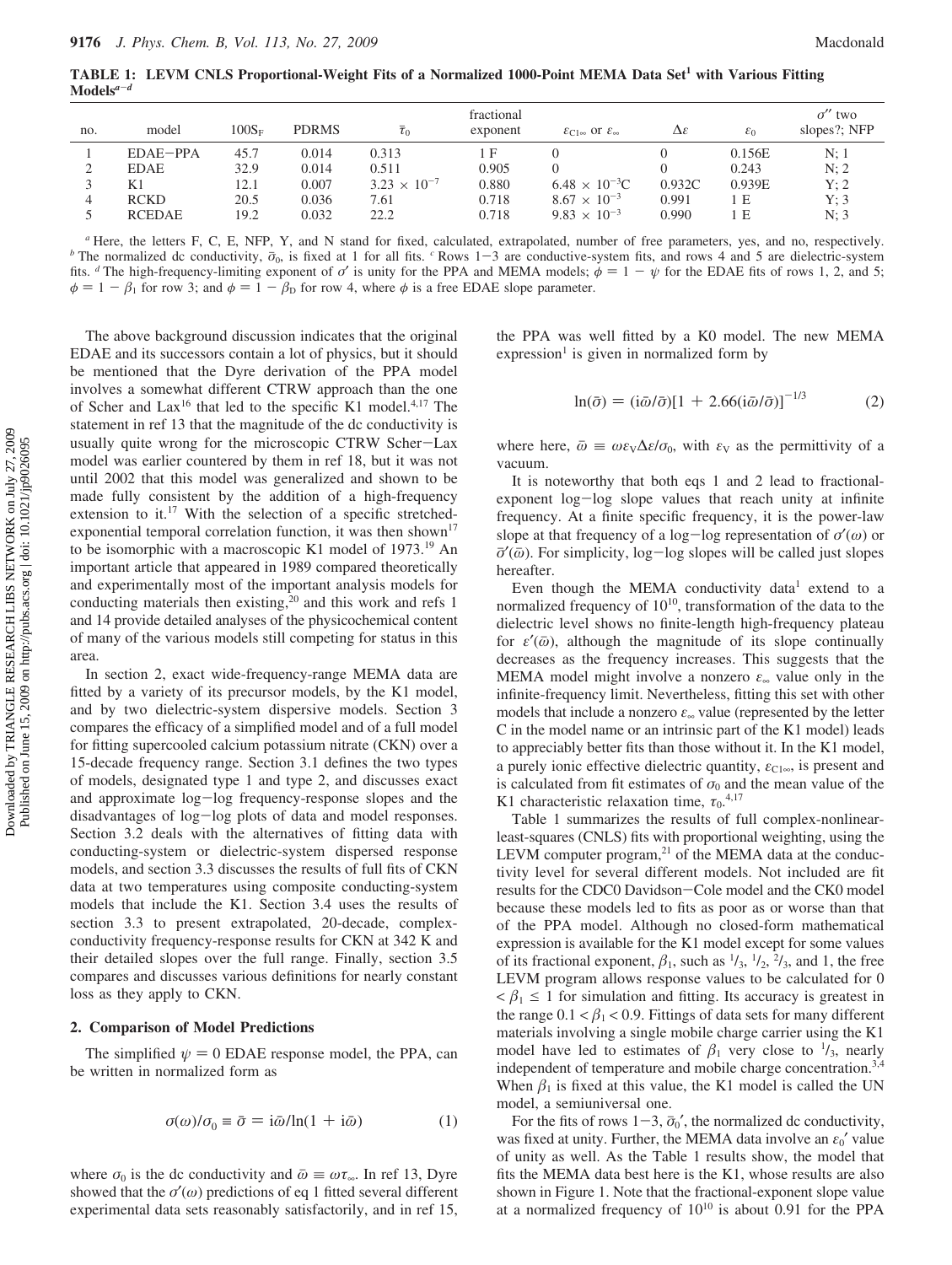**TABLE 1: LEVM CNLS Proportional-Weight Fits of a Normalized 1000-Point MEMA Data Set[1] with Various Fitting Models[a–d]**

| no. | model | $100S_F$ | PDRMS | $\bar{\tau}_0$ | fractional exponent | $\varepsilon_{C1\infty}$ or $\varepsilon_\infty$ | $\Delta\varepsilon$ | $\varepsilon_0$ | $\sigma''$ two slopes?; NFP |
|---|---|---|---|---|---|---|---|---|---|
| 1 | EDAE–PPA | 45.7 | 0.014 | 0.313 | 1 F | 0 | 0 | 0.156E | N; 1 |
| 2 | EDAE | 32.9 | 0.014 | 0.511 | 0.905 | 0 | 0 | 0.243 | N; 2 |
| 3 | K1 | 12.1 | 0.007 | $3.23 \times 10^{-7}$ | 0.880 | $6.48 \times 10^{-3}$C | 0.932C | 0.939E | Y; 2 |
| 4 | RCKD | 20.5 | 0.036 | 7.61 | 0.718 | $8.67 \times 10^{-3}$ | 0.991 | 1 E | Y; 3 |
| 5 | RCEDAE | 19.2 | 0.032 | 22.2 | 0.718 | $9.83 \times 10^{-3}$ | 0.990 | 1 E | N; 3 |

[a] Here, the letters F, C, E, NFP, Y, and N stand for fixed, calculated, extrapolated, number of free parameters, yes, and no, respectively. [b] The normalized dc conductivity, $\bar{\sigma}_0$, is fixed at 1 for all fits. [c] Rows 1–3 are conductive-system fits, and rows 4 and 5 are dielectric-system fits. [d] The high-frequency-limiting exponent of $\sigma'$ is unity for the PPA and MEMA models; $\phi = 1 - \psi$ for the EDAE fits of rows 1, 2, and 5; $\phi = 1 - \beta_1$ for row 3; and $\phi = 1 - \beta_D$ for row 4, where $\phi$ is a free EDAE slope parameter.

The above background discussion indicates that the original EDAE and its successors contain a lot of physics, but it should be mentioned that the Dyre derivation of the PPA model involves a somewhat different CTRW approach than the one of Scher and Lax[16] that led to the specific K1 model.[4,17] The statement in ref 13 that the magnitude of the dc conductivity is usually quite wrong for the microscopic CTRW Scher–Lax model was earlier countered by them in ref 18, but it was not until 2002 that this model was generalized and shown to be made fully consistent by the addition of a high-frequency extension to it.[17] With the selection of a specific stretched-exponential temporal correlation function, it was then shown[17] to be isomorphic with a macroscopic K1 model of 1973.[19] An important article that appeared in 1989 compared theoretically and experimentally most of the important analysis models for conducting materials then existing,[20] and this work and refs 1 and 14 provide detailed analyses of the physicochemical content of many of the various models still competing for status in this area.

In section 2, exact wide-frequency-range MEMA data are fitted by a variety of its precursor models, by the K1 model, and by two dielectric-system dispersive models. Section 3 compares the efficacy of a simplified model and of a full model for fitting supercooled calcium potassium nitrate (CKN) over a 15-decade frequency range. Section 3.1 defines the two types of models, designated type 1 and type 2, and discusses exact and approximate log–log frequency-response slopes and the disadvantages of log–log plots of data and model responses. Section 3.2 deals with the alternatives of fitting data with conducting-system or dielectric-system dispersed response models, and section 3.3 discusses the results of full fits of CKN data at two temperatures using composite conducting-system models that include the K1. Section 3.4 uses the results of section 3.3 to present extrapolated, 20-decade, complex-conductivity frequency-response results for CKN at 342 K and their detailed slopes over the full range. Finally, section 3.5 compares and discusses various definitions for nearly constant loss as they apply to CKN.

## 2. Comparison of Model Predictions

The simplified $\psi = 0$ EDAE response model, the PPA, can be written in normalized form as

$$\sigma(\omega)/\sigma_0 \equiv \bar{\sigma} = i\bar{\omega}/\ln(1 + i\bar{\omega}) \tag{1}$$

where $\sigma_0$ is the dc conductivity and $\bar{\omega} \equiv \omega\tau_\infty$. In ref 13, Dyre showed that the $\sigma'(\omega)$ predictions of eq 1 fitted several different experimental data sets reasonably satisfactorily, and in ref 15, the PPA was well fitted by a K0 model. The new MEMA expression[1] is given in normalized form by

$$\ln(\bar{\sigma}) = (i\bar{\omega}/\bar{\sigma})[1 + 2.66(i\bar{\omega}/\bar{\sigma})]^{-1/3} \tag{2}$$

where here, $\bar{\omega} \equiv \omega\varepsilon_V\Delta\varepsilon/\sigma_0$, with $\varepsilon_V$ as the permittivity of a vacuum.

It is noteworthy that both eqs 1 and 2 lead to fractional-exponent log–log slope values that reach unity at infinite frequency. At a finite specific frequency, it is the power-law slope at that frequency of a log–log representation of $\sigma'(\omega)$ or $\bar{\sigma}'(\bar{\omega})$. For simplicity, log–log slopes will be called just slopes hereafter.

Even though the MEMA conductivity data[1] extend to a normalized frequency of $10^{10}$, transformation of the data to the dielectric level shows no finite-length high-frequency plateau for $\varepsilon'(\bar{\omega})$, although the magnitude of its slope continually decreases as the frequency increases. This suggests that the MEMA model might involve a nonzero $\varepsilon_\infty$ value only in the infinite-frequency limit. Nevertheless, fitting this set with other models that include a nonzero $\varepsilon_\infty$ value (represented by the letter C in the model name or an intrinsic part of the K1 model) leads to appreciably better fits than those without it. In the K1 model, a purely ionic effective dielectric quantity, $\varepsilon_{C1\infty}$, is present and is calculated from fit estimates of $\sigma_0$ and the mean value of the K1 characteristic relaxation time, $\tau_0$.[4,17]

Table 1 summarizes the results of full complex-nonlinear-least-squares (CNLS) fits with proportional weighting, using the LEVM computer program,[21] of the MEMA data at the conductivity level for several different models. Not included are fit results for the CDC0 Davidson–Cole model and the CK0 model because these models led to fits as poor as or worse than that of the PPA model. Although no closed-form mathematical expression is available for the K1 model except for some values of its fractional exponent, $\beta_1$, such as $^1/_3$, $^1/_2$, $^2/_3$, and 1, the free LEVM program allows response values to be calculated for $0 < \beta_1 \le 1$ for simulation and fitting. Its accuracy is greatest in the range $0.1 < \beta_1 < 0.9$. Fittings of data sets for many different materials involving a single mobile charge carrier using the K1 model have led to estimates of $\beta_1$ very close to $^1/_3$, nearly independent of temperature and mobile charge concentration.[3,4] When $\beta_1$ is fixed at this value, the K1 model is called the UN model, a semiuniversal one.

For the fits of rows 1–3, $\bar{\sigma}_0'$, the normalized dc conductivity, was fixed at unity. Further, the MEMA data involve an $\varepsilon_0'$ value of unity as well. As the Table 1 results show, the model that fits the MEMA data best here is the K1, whose results are also shown in Figure 1. Note that the fractional-exponent slope value at a normalized frequency of $10^{10}$ is about 0.91 for the PPA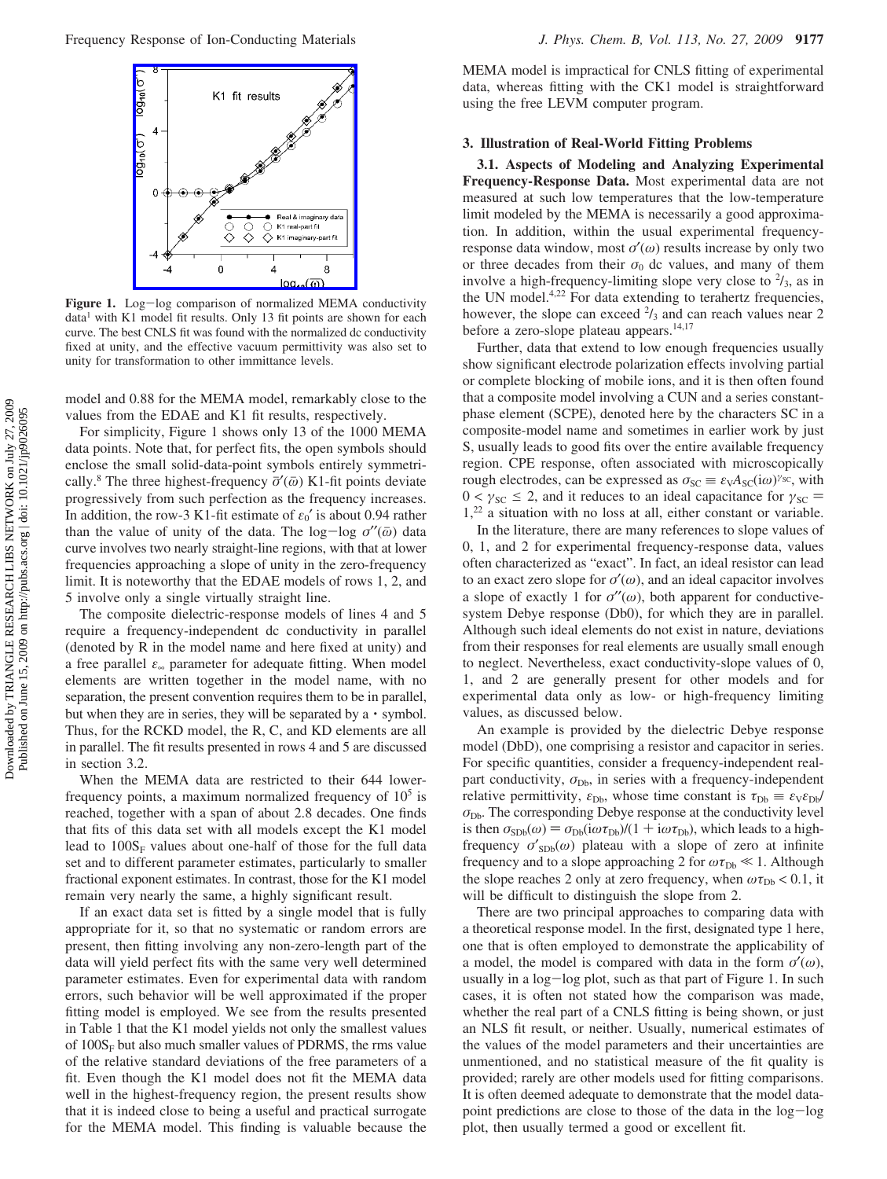**Figure 1.** Log−log comparison of normalized MEMA conductivity data[1] with K1 model fit results. Only 13 fit points are shown for each curve. The best CNLS fit was found with the normalized dc conductivity fixed at unity, and the effective vacuum permittivity was also set to unity for transformation to other immittance levels.

model and 0.88 for the MEMA model, remarkably close to the values from the EDAE and K1 fit results, respectively.

For simplicity, Figure 1 shows only 13 of the 1000 MEMA data points. Note that, for perfect fits, the open symbols should enclose the small solid-data-point symbols entirely symmetrically.[8] The three highest-frequency $\tilde{\sigma}'(\bar{\omega})$ K1-fit points deviate progressively from such perfection as the frequency increases. In addition, the row-3 K1-fit estimate of $\varepsilon_0'$ is about 0.94 rather than the value of unity of the data. The log−log $\sigma''(\bar{\omega})$ data curve involves two nearly straight-line regions, with that at lower frequencies approaching a slope of unity in the zero-frequency limit. It is noteworthy that the EDAE models of rows 1, 2, and 5 involve only a single virtually straight line.

The composite dielectric-response models of lines 4 and 5 require a frequency-independent dc conductivity in parallel (denoted by R in the model name and here fixed at unity) and a free parallel $\varepsilon_\infty$ parameter for adequate fitting. When model elements are written together in the model name, with no separation, the present convention requires them to be in parallel, but when they are in series, they will be separated by a $\cdot$ symbol. Thus, for the RCKD model, the R, C, and KD elements are all in parallel. The fit results presented in rows 4 and 5 are discussed in section 3.2.

When the MEMA data are restricted to their 644 lower-frequency points, a maximum normalized frequency of $10^5$ is reached, together with a span of about 2.8 decades. One finds that fits of this data set with all models except the K1 model lead to $100S_F$ values about one-half of those for the full data set and to different parameter estimates, particularly to smaller fractional exponent estimates. In contrast, those for the K1 model remain very nearly the same, a highly significant result.

If an exact data set is fitted by a single model that is fully appropriate for it, so that no systematic or random errors are present, then fitting involving any non-zero-length part of the data will yield perfect fits with the same very well determined parameter estimates. Even for experimental data with random errors, such behavior will be well approximated if the proper fitting model is employed. We see from the results presented in Table 1 that the K1 model yields not only the smallest values of $100S_F$ but also much smaller values of PDRMS, the rms value of the relative standard deviations of the free parameters of a fit. Even though the K1 model does not fit the MEMA data well in the highest-frequency region, the present results show that it is indeed close to being a useful and practical surrogate for the MEMA model. This finding is valuable because the MEMA model is impractical for CNLS fitting of experimental data, whereas fitting with the CK1 model is straightforward using the free LEVM computer program.

## 3. Illustration of Real-World Fitting Problems

**3.1. Aspects of Modeling and Analyzing Experimental Frequency-Response Data.** Most experimental data are not measured at such low temperatures that the low-temperature limit modeled by the MEMA is necessarily a good approximation. In addition, within the usual experimental frequency-response data window, most $\sigma'(\omega)$ results increase by only two or three decades from their $\sigma_0$ dc values, and many of them involve a high-frequency-limiting slope very close to $^2/_3$, as in the UN model.[4,22] For data extending to terahertz frequencies, however, the slope can exceed $^2/_3$ and can reach values near 2 before a zero-slope plateau appears.[14,17]

Further, data that extend to low enough frequencies usually show significant electrode polarization effects involving partial or complete blocking of mobile ions, and it is then often found that a composite model involving a CUN and a series constant-phase element (SCPE), denoted here by the characters SC in a composite-model name and sometimes in earlier work by just S, usually leads to good fits over the entire available frequency region. CPE response, often associated with microscopically rough electrodes, can be expressed as $\sigma_{SC} \equiv \varepsilon_V A_{SC}(i\omega)^{\gamma_{SC}}$, with $0 < \gamma_{SC} \leq 2$, and it reduces to an ideal capacitance for $\gamma_{SC} = 1$,[22] a situation with no loss at all, either constant or variable.

In the literature, there are many references to slope values of 0, 1, and 2 for experimental frequency-response data, values often characterized as "exact". In fact, an ideal resistor can lead to an exact zero slope for $\sigma'(\omega)$, and an ideal capacitor involves a slope of exactly 1 for $\sigma''(\omega)$, both apparent for conductive-system Debye response (Db0), for which they are in parallel. Although such ideal elements do not exist in nature, deviations from their responses for real elements are usually small enough to neglect. Nevertheless, exact conductivity-slope values of 0, 1, and 2 are generally present for other models and for experimental data only as low- or high-frequency limiting values, as discussed below.

An example is provided by the dielectric Debye response model (DbD), one comprising a resistor and capacitor in series. For specific quantities, consider a frequency-independent real-part conductivity, $\sigma_{Db}$, in series with a frequency-independent relative permittivity, $\varepsilon_{Db}$, whose time constant is $\tau_{Db} \equiv \varepsilon_V\varepsilon_{Db}/\sigma_{Db}$. The corresponding Debye response at the conductivity level is then $\sigma_{SDb}(\omega) = \sigma_{Db}(i\omega\tau_{Db})/(1 + i\omega\tau_{Db})$, which leads to a high-frequency $\sigma'_{SDb}(\omega)$ plateau with a slope of zero at infinite frequency and to a slope approaching 2 for $\omega\tau_{Db} \ll 1$. Although the slope reaches 2 only at zero frequency, when $\omega\tau_{Db} < 0.1$, it will be difficult to distinguish the slope from 2.

There are two principal approaches to comparing data with a theoretical response model. In the first, designated type 1 here, one that is often employed to demonstrate the applicability of a model, the model is compared with data in the form $\sigma'(\omega)$, usually in a log−log plot, such as that part of Figure 1. In such cases, it is often not stated how the comparison was made, whether the real part of a CNLS fitting is being shown, or just an NLS fit result, or neither. Usually, numerical estimates of the values of the model parameters and their uncertainties are unmentioned, and no statistical measure of the fit quality is provided; rarely are other models used for fitting comparisons. It is often deemed adequate to demonstrate that the model data-point predictions are close to those of the data in the log−log plot, then usually termed a good or excellent fit.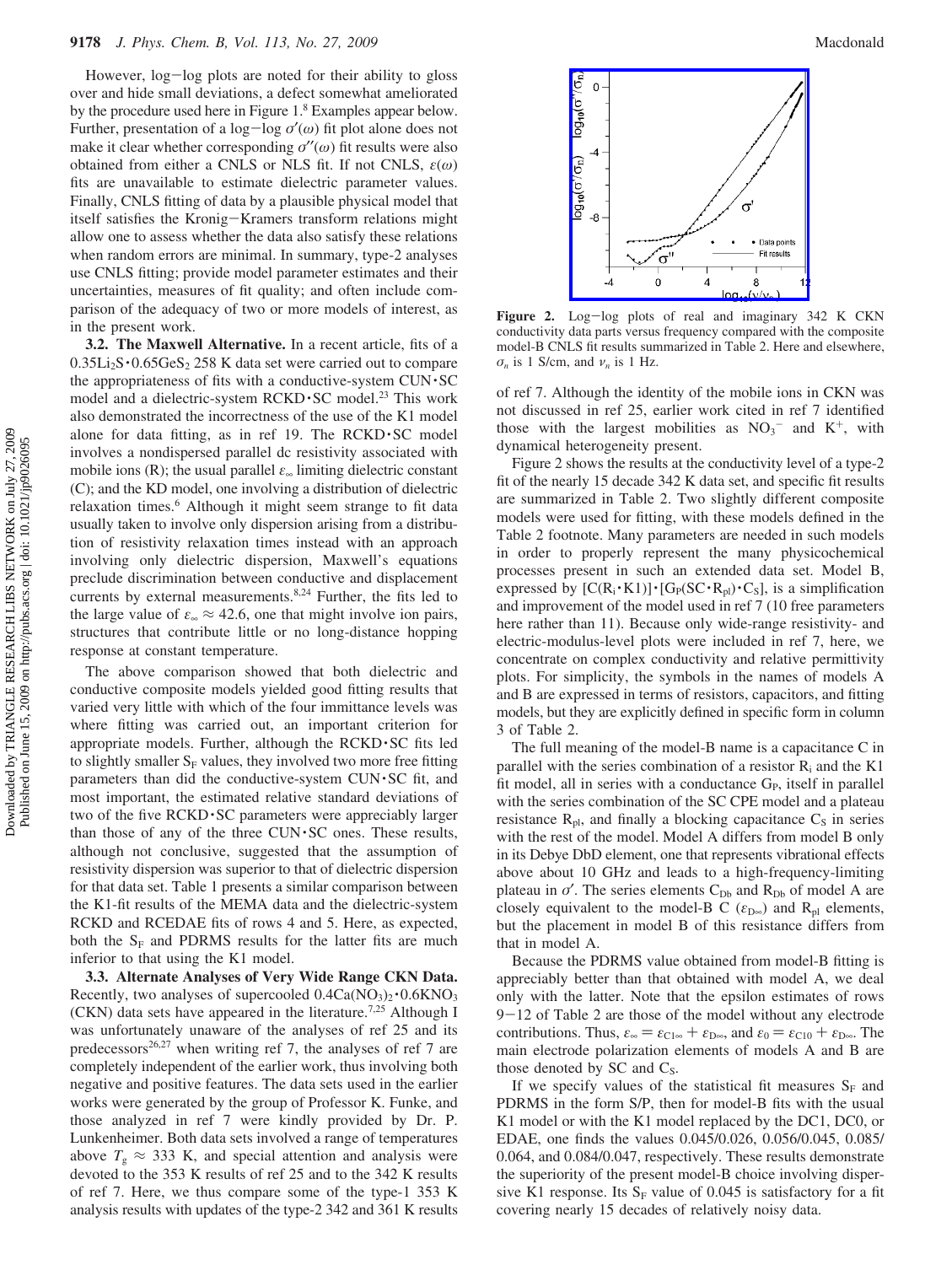However, log−log plots are noted for their ability to gloss over and hide small deviations, a defect somewhat ameliorated by the procedure used here in Figure 1.[8] Examples appear below. Further, presentation of a log−log $\sigma'(\omega)$ fit plot alone does not make it clear whether corresponding $\sigma''(\omega)$ fit results were also obtained from either a CNLS or NLS fit. If not CNLS, $\varepsilon(\omega)$ fits are unavailable to estimate dielectric parameter values. Finally, CNLS fitting of data by a plausible physical model that itself satisfies the Kronig−Kramers transform relations might allow one to assess whether the data also satisfy these relations when random errors are minimal. In summary, type-2 analyses use CNLS fitting; provide model parameter estimates and their uncertainties, measures of fit quality; and often include comparison of the adequacy of two or more models of interest, as in the present work.

**3.2. The Maxwell Alternative.** In a recent article, fits of a $0.35Li_2S\cdot0.65GeS_2$ 258 K data set were carried out to compare the appropriateness of fits with a conductive-system CUN·SC model and a dielectric-system RCKD·SC model.[23] This work also demonstrated the incorrectness of the use of the K1 model alone for data fitting, as in ref 19. The RCKD·SC model involves a nondispersed parallel dc resistivity associated with mobile ions (R); the usual parallel $\varepsilon_\infty$ limiting dielectric constant (C); and the KD model, one involving a distribution of dielectric relaxation times.[6] Although it might seem strange to fit data usually taken to involve only dispersion arising from a distribution of resistivity relaxation times instead with an approach involving only dielectric dispersion, Maxwell's equations preclude discrimination between conductive and displacement currents by external measurements.[8,24] Further, the fits led to the large value of $\varepsilon_\infty \approx 42.6$, one that might involve ion pairs, structures that contribute little or no long-distance hopping response at constant temperature.

The above comparison showed that both dielectric and conductive composite models yielded good fitting results that varied very little with which of the four immittance levels was where fitting was carried out, an important criterion for appropriate models. Further, although the RCKD·SC fits led to slightly smaller $S_F$ values, they involved two more fitting parameters than did the conductive-system CUN·SC fit, and most important, the estimated relative standard deviations of two of the five RCKD·SC parameters were appreciably larger than those of any of the three CUN·SC ones. These results, although not conclusive, suggested that the assumption of resistivity dispersion was superior to that of dielectric dispersion for that data set. Table 1 presents a similar comparison between the K1-fit results of the MEMA data and the dielectric-system RCKD and RCEDAE fits of rows 4 and 5. Here, as expected, both the $S_F$ and PDRMS results for the latter fits are much inferior to that using the K1 model.

**3.3. Alternate Analyses of Very Wide Range CKN Data.** Recently, two analyses of supercooled $0.4Ca(NO_3)_2\cdot0.6KNO_3$ (CKN) data sets have appeared in the literature.[7,25] Although I was unfortunately unaware of the analyses of ref 25 and its predecessors[26,27] when writing ref 7, the analyses of ref 7 are completely independent of the earlier work, thus involving both negative and positive features. The data sets used in the earlier works were generated by the group of Professor K. Funke, and those analyzed in ref 7 were kindly provided by Dr. P. Lunkenheimer. Both data sets involved a range of temperatures above $T_g \approx 333$ K, and special attention and analysis were devoted to the 353 K results of ref 25 and to the 342 K results of ref 7. Here, we thus compare some of the type-1 353 K analysis results with updates of the type-2 342 and 361 K results of ref 7. Although the identity of the mobile ions in CKN was not discussed in ref 25, earlier work cited in ref 7 identified those with the largest mobilities as $NO_3^-$ and $K^+$, with dynamical heterogeneity present.

**Figure 2.** Log−log plots of real and imaginary 342 K CKN conductivity data parts versus frequency compared with the composite model-B CNLS fit results summarized in Table 2. Here and elsewhere, $\sigma_n$ is 1 S/cm, and $\nu_n$ is 1 Hz.

Figure 2 shows the results at the conductivity level of a type-2 fit of the nearly 15 decade 342 K data set, and specific fit results are summarized in Table 2. Two slightly different composite models were used for fitting, with these models defined in the Table 2 footnote. Many parameters are needed in such models in order to properly represent the many physicochemical processes present in such an extended data set. Model B, expressed by $[C(R_i\cdot K1)]\cdot[G_P(SC\cdot R_{pl})\cdot C_S]$, is a simplification and improvement of the model used in ref 7 (10 free parameters here rather than 11). Because only wide-range resistivity- and electric-modulus-level plots were included in ref 7, here, we concentrate on complex conductivity and relative permittivity plots. For simplicity, the symbols in the names of models A and B are expressed in terms of resistors, capacitors, and fitting models, but they are explicitly defined in specific form in column 3 of Table 2.

The full meaning of the model-B name is a capacitance C in parallel with the series combination of a resistor $R_i$ and the K1 fit model, all in series with a conductance $G_P$, itself in parallel with the series combination of the SC CPE model and a plateau resistance $R_{pl}$, and finally a blocking capacitance $C_S$ in series with the rest of the model. Model A differs from model B only in its Debye DbD element, one that represents vibrational effects above about 10 GHz and leads to a high-frequency-limiting plateau in $\sigma'$. The series elements $C_{Db}$ and $R_{Db}$ of model A are closely equivalent to the model-B C ($\varepsilon_{D\infty}$) and $R_{pl}$ elements, but the placement in model B of this resistance differs from that in model A.

Because the PDRMS value obtained from model-B fitting is appreciably better than that obtained with model A, we deal only with the latter. Note that the epsilon estimates of rows 9−12 of Table 2 are those of the model without any electrode contributions. Thus, $\varepsilon_\infty = \varepsilon_{C1\infty} + \varepsilon_{D\infty}$, and $\varepsilon_0 = \varepsilon_{C10} + \varepsilon_{D\infty}$. The main electrode polarization elements of models A and B are those denoted by SC and $C_S$.

If we specify values of the statistical fit measures $S_F$ and PDRMS in the form S/P, then for model-B fits with the usual K1 model or with the K1 model replaced by the DC1, DC0, or EDAE, one finds the values 0.045/0.026, 0.056/0.045, 0.085/0.064, and 0.084/0.047, respectively. These results demonstrate the superiority of the present model-B choice involving dispersive K1 response. Its $S_F$ value of 0.045 is satisfactory for a fit covering nearly 15 decades of relatively noisy data.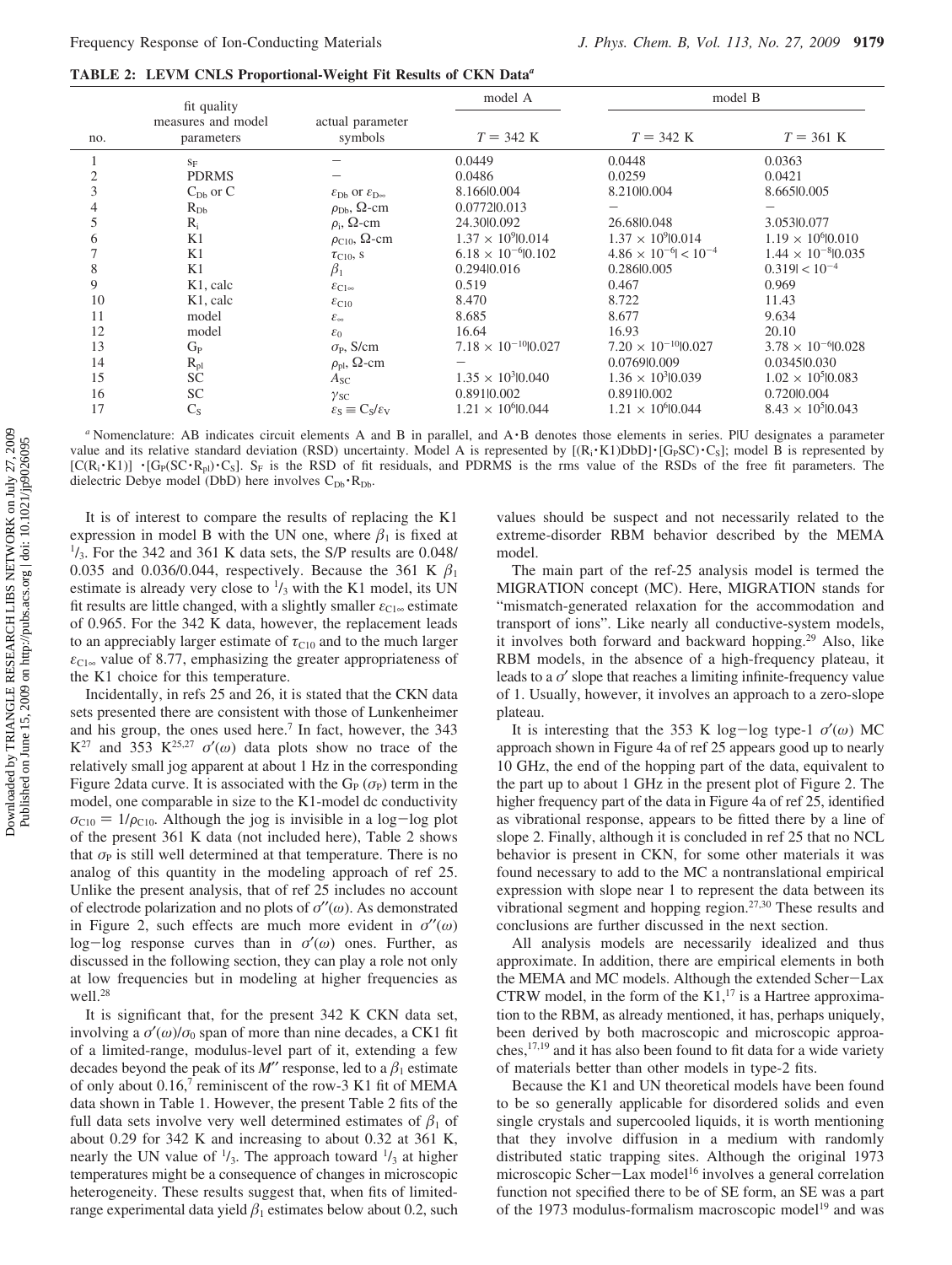**TABLE 2: LEVM CNLS Proportional-Weight Fit Results of CKN Data[a]**

| no. | fit quality measures and model parameters | actual parameter symbols | model A | model B | |
|---|---|---|---|---|---|
| | | | $T = 342$ K | $T = 342$ K | $T = 361$ K |
| 1 | $S_F$ | – | 0.0449 | 0.0448 | 0.0363 |
| 2 | PDRMS | – | 0.0486 | 0.0259 | 0.0421 |
| 3 | $C_{Db}$ or C | $\varepsilon_{Db}$ or $\varepsilon_{D\infty}$ | 8.166\|0.004 | 8.210\|0.004 | 8.665\|0.005 |
| 4 | $R_{Db}$ | $\rho_{Db}$, Ω-cm | 0.0772\|0.013 | – | – |
| 5 | $R_i$ | $\rho_i$, Ω-cm | 24.30\|0.092 | 26.68\|0.048 | 3.053\|0.077 |
| 6 | K1 | $\rho_{C10}$, Ω-cm | $1.37 \times 10^9$\|0.014 | $1.37 \times 10^9$\|0.014 | $1.19 \times 10^6$\|0.010 |
| 7 | K1 | $\tau_{C10}$, s | $6.18 \times 10^{-6}$\|0.102 | $4.86 \times 10^{-6}$\| $< 10^{-4}$ | $1.44 \times 10^{-8}$\|0.035 |
| 8 | K1 | $\beta_1$ | 0.294\|0.016 | 0.286\|0.005 | 0.319\| $< 10^{-4}$ |
| 9 | K1, calc | $\varepsilon_{C1\infty}$ | 0.519 | 0.467 | 0.969 |
| 10 | K1, calc | $\varepsilon_{C10}$ | 8.470 | 8.722 | 11.43 |
| 11 | model | $\varepsilon_\infty$ | 8.685 | 8.677 | 9.634 |
| 12 | model | $\varepsilon_0$ | 16.64 | 16.93 | 20.10 |
| 13 | $G_P$ | $\sigma_P$, S/cm | $7.18 \times 10^{-10}$\|0.027 | $7.20 \times 10^{-10}$\|0.027 | $3.78 \times 10^{-6}$\|0.028 |
| 14 | $R_{pl}$ | $\rho_{pl}$, Ω-cm | – | 0.0769\|0.009 | 0.0345\|0.030 |
| 15 | SC | $A_{SC}$ | $1.35 \times 10^3$\|0.040 | $1.36 \times 10^3$\|0.039 | $1.02 \times 10^5$\|0.083 |
| 16 | SC | $\gamma_{SC}$ | 0.891\|0.002 | 0.891\|0.002 | 0.720\|0.004 |
| 17 | $C_S$ | $\varepsilon_S \equiv C_S/\varepsilon_V$ | $1.21 \times 10^6$\|0.044 | $1.21 \times 10^6$\|0.044 | $8.43 \times 10^5$\|0.043 |

[a] Nomenclature: AB indicates circuit elements A and B in parallel, and A•B denotes those elements in series. P|U designates a parameter value and its relative standard deviation (RSD) uncertainty. Model A is represented by $[(R_i \cdot K1)DbD] \cdot [G_P SC) \cdot C_S]$; model B is represented by $[C(R_i \cdot K1)] \cdot [G_P(SC \cdot R_{pl}) \cdot C_S]$. $S_F$ is the RSD of fit residuals, and PDRMS is the rms value of the RSDs of the free fit parameters. The dielectric Debye model (DbD) here involves $C_{Db} \cdot R_{Db}$.

It is of interest to compare the results of replacing the K1 expression in model B with the UN one, where $\beta_1$ is fixed at $1/3$. For the 342 and 361 K data sets, the S/P results are 0.048/0.035 and 0.036/0.044, respectively. Because the 361 K $\beta_1$ estimate is already very close to $1/3$ with the K1 model, its UN fit results are little changed, with a slightly smaller $\varepsilon_{C1\infty}$ estimate of 0.965. For the 342 K data, however, the replacement leads to an appreciably larger estimate of $\tau_{C10}$ and to the much larger $\varepsilon_{C1\infty}$ value of 8.77, emphasizing the greater appropriateness of the K1 choice for this temperature.

Incidentally, in refs 25 and 26, it is stated that the CKN data sets presented there are consistent with those of Lunkenheimer and his group, the ones used here.[7] In fact, however, the 343 K[27] and 353 K[25,27] $\sigma'(\omega)$ data plots show no trace of the relatively small jog apparent at about 1 Hz in the corresponding Figure 2data curve. It is associated with the $G_P$ ($\sigma_P$) term in the model, one comparable in size to the K1-model dc conductivity $\sigma_{C10} = 1/\rho_{C10}$. Although the jog is invisible in a log−log plot of the present 361 K data (not included here), Table 2 shows that $\sigma_P$ is still well determined at that temperature. There is no analog of this quantity in the modeling approach of ref 25. Unlike the present analysis, that of ref 25 includes no account of electrode polarization and no plots of $\sigma''(\omega)$. As demonstrated in Figure 2, such effects are much more evident in $\sigma''(\omega)$ log−log response curves than in $\sigma'(\omega)$ ones. Further, as discussed in the following section, they can play a role not only at low frequencies but in modeling at higher frequencies as well.[28]

It is significant that, for the present 342 K CKN data set, involving a $\sigma'(\omega)/\sigma_0$ span of more than nine decades, a CK1 fit of a limited-range, modulus-level part of it, extending a few decades beyond the peak of its $M''$ response, led to a $\beta_1$ estimate of only about 0.16,[7] reminiscent of the row-3 K1 fit of MEMA data shown in Table 1. However, the present Table 2 fits of the full data sets involve very well determined estimates of $\beta_1$ of about 0.29 for 342 K and increasing to about 0.32 at 361 K, nearly the UN value of $1/3$. The approach toward $1/3$ at higher temperatures might be a consequence of changes in microscopic heterogeneity. These results suggest that, when fits of limited-range experimental data yield $\beta_1$ estimates below about 0.2, such values should be suspect and not necessarily related to the extreme-disorder RBM behavior described by the MEMA model.

The main part of the ref-25 analysis model is termed the MIGRATION concept (MC). Here, MIGRATION stands for "mismatch-generated relaxation for the accommodation and transport of ions". Like nearly all conductive-system models, it involves both forward and backward hopping.[29] Also, like RBM models, in the absence of a high-frequency plateau, it leads to a $\sigma'$ slope that reaches a limiting infinite-frequency value of 1. Usually, however, it involves an approach to a zero-slope plateau.

It is interesting that the 353 K log−log type-1 $\sigma'(\omega)$ MC approach shown in Figure 4a of ref 25 appears good up to nearly 10 GHz, the end of the hopping part of the data, equivalent to the part up to about 1 GHz in the present plot of Figure 2. The higher frequency part of the data in Figure 4a of ref 25, identified as vibrational response, appears to be fitted there by a line of slope 2. Finally, although it is concluded in ref 25 that no NCL behavior is present in CKN, for some other materials it was found necessary to add to the MC a nontranslational empirical expression with slope near 1 to represent the data between its vibrational segment and hopping region.[27,30] These results and conclusions are further discussed in the next section.

All analysis models are necessarily idealized and thus approximate. In addition, there are empirical elements in both the MEMA and MC models. Although the extended Scher−Lax CTRW model, in the form of the K1,[17] is a Hartree approximation to the RBM, as already mentioned, it has, perhaps uniquely, been derived by both macroscopic and microscopic approaches,[17,19] and it has also been found to fit data for a wide variety of materials better than other models in type-2 fits.

Because the K1 and UN theoretical models have been found to be so generally applicable for disordered solids and even single crystals and supercooled liquids, it is worth mentioning that they involve diffusion in a medium with randomly distributed static trapping sites. Although the original 1973 microscopic Scher−Lax model[16] involves a general correlation function not specified there to be of SE form, an SE was a part of the 1973 modulus-formalism macroscopic model[19] and was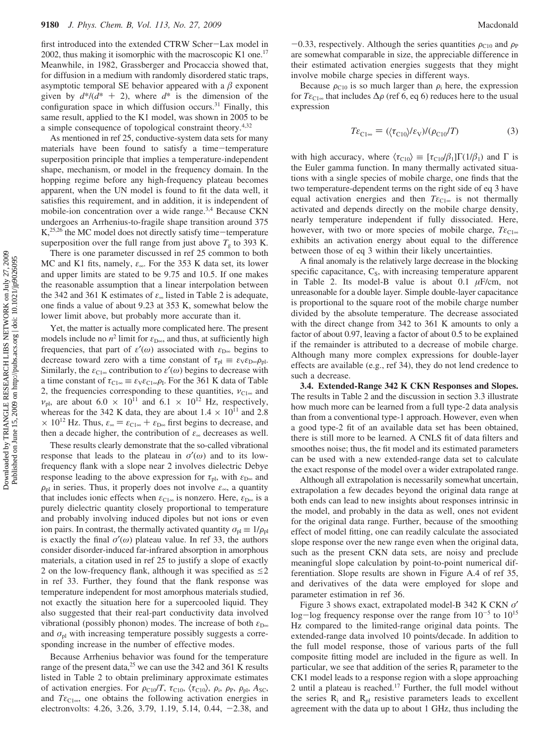first introduced into the extended CTRW Scher–Lax model in 2002, thus making it isomorphic with the macroscopic K1 one.[17] Meanwhile, in 1982, Grassberger and Procaccia showed that, for diffusion in a medium with randomly disordered static traps, asymptotic temporal SE behavior appeared with a $\beta$ exponent given by $d^*/(d^* + 2)$, where $d^*$ is the dimension of the configuration space in which diffusion occurs.[31] Finally, this same result, applied to the K1 model, was shown in 2005 to be a simple consequence of topological constraint theory.[4,32]

As mentioned in ref 25, conductive-system data sets for many materials have been found to satisfy a time–temperature superposition principle that implies a temperature-independent shape, mechanism, or model in the frequency domain. In the hopping regime before any high-frequency plateau becomes apparent, when the UN model is found to fit the data well, it satisfies this requirement, and in addition, it is independent of mobile-ion concentration over a wide range.[3,4] Because CKN undergoes an Arrhenius-to-fragile shape transition around 375 K,[25,26] the MC model does not directly satisfy time–temperature superposition over the full range from just above $T_g$ to 393 K.

There is one parameter discussed in ref 25 common to both MC and K1 fits, namely, $\varepsilon_\infty$. For the 353 K data set, its lower and upper limits are stated to be 9.75 and 10.5. If one makes the reasonable assumption that a linear interpolation between the 342 and 361 K estimates of $\varepsilon_\infty$ listed in Table 2 is adequate, one finds a value of about 9.23 at 353 K, somewhat below the lower limit above, but probably more accurate than it.

Yet, the matter is actually more complicated here. The present models include no $n^2$ limit for $\varepsilon_{D\infty}$, and thus, at sufficiently high frequencies, that part of $\varepsilon'(\omega)$ associated with $\varepsilon_{D\infty}$ begins to decrease toward zero with a time constant of $\tau_{pl} \equiv \varepsilon_V\varepsilon_{D\infty}\rho_{pl}$. Similarly, the $\varepsilon_{C1\infty}$ contribution to $\varepsilon'(\omega)$ begins to decrease with a time constant of $\tau_{C1\infty} \equiv \varepsilon_V\varepsilon_{C1\infty}\rho_I$. For the 361 K data of Table 2, the frequencies corresponding to these quantities, $\nu_{C1\infty}$ and $\nu_{pl}$, are about $6.0 \times 10^{11}$ and $6.1 \times 10^{12}$ Hz, respectively, whereas for the 342 K data, they are about $1.4 \times 10^{11}$ and $2.8 \times 10^{12}$ Hz. Thus, $\varepsilon_\infty = \varepsilon_{C1\infty} + \varepsilon_{D\infty}$ first begins to decrease, and then a decade higher, the contribution of $\varepsilon_\infty$ decreases as well.

These results clearly demonstrate that the so-called vibrational response that leads to the plateau in $\sigma'(\omega)$ and to its low-frequency flank with a slope near 2 involves dielectric Debye response leading to the above expression for $\tau_{pl}$, with $\varepsilon_{D\infty}$ and $\rho_{pl}$ in series. Thus, it properly does not involve $\varepsilon_\infty$, a quantity that includes ionic effects when $\varepsilon_{C1\infty}$ is nonzero. Here, $\varepsilon_{D\infty}$ is a purely dielectric quantity closely proportional to temperature and probably involving induced dipoles but not ions or even ion pairs. In contrast, the thermally activated quantity $\sigma_{pl} \equiv 1/\rho_{pl}$ is exactly the final $\sigma'(\omega)$ plateau value. In ref 33, the authors consider disorder-induced far-infrared absorption in amorphous materials, a citation used in ref 25 to justify a slope of exactly 2 on the low-frequency flank, although it was specified as $\leq 2$ in ref 33. Further, they found that the flank response was temperature independent for most amorphous materials studied, not exactly the situation here for a supercooled liquid. They also suggested that their real-part conductivity data involved vibrational (possibly phonon) modes. The increase of both $\varepsilon_{D\infty}$ and $\sigma_{pl}$ with increasing temperature possibly suggests a corresponding increase in the number of effective modes.

Because Arrhenius behavior was found for the temperature range of the present data,[25] we can use the 342 and 361 K results listed in Table 2 to obtain preliminary approximate estimates of activation energies. For $\rho_{C10}/T$, $\tau_{C10}$, $\langle\tau_{C10}\rangle$, $\rho_i$, $\rho_P$, $\rho_{pl}$, $A_{SC}$, and $T\varepsilon_{C1\infty}$, one obtains the following activation energies in electronvolts: 4.26, 3.26, 3.79, 1.19, 5.14, 0.44, −2.38, and −0.33, respectively. Although the series quantities $\rho_{C10}$ and $\rho_P$ are somewhat comparable in size, the appreciable difference in their estimated activation energies suggests that they might involve mobile charge species in different ways.

Because $\rho_{C10}$ is so much larger than $\rho_i$ here, the expression for $T\varepsilon_{C1\infty}$ that includes $\Delta\rho$ (ref 6, eq 6) reduces here to the usual expression

$$T\varepsilon_{C1\infty} = (\langle\tau_{C10}\rangle/\varepsilon_V)/(\rho_{C10}/T) \tag{3}$$

with high accuracy, where $\langle\tau_{C10}\rangle \equiv [\tau_{C10}/\beta_1]\Gamma(1/\beta_1)$ and $\Gamma$ is the Euler gamma function. In many thermally activated situations with a single species of mobile charge, one finds that the two temperature-dependent terms on the right side of eq 3 have equal activation energies and then $T\varepsilon_{C1\infty}$ is not thermally activated and depends directly on the mobile charge density, nearly temperature independent if fully dissociated. Here, however, with two or more species of mobile charge, $T\varepsilon_{C1\infty}$ exhibits an activation energy about equal to the difference between those of eq 3 within their likely uncertainties.

A final anomaly is the relatively large decrease in the blocking specific capacitance, $C_S$, with increasing temperature apparent in Table 2. Its model-B value is about 0.1 $\mu$F/cm, not unreasonable for a double layer. Simple double-layer capacitance is proportional to the square root of the mobile charge number divided by the absolute temperature. The decrease associated with the direct change from 342 to 361 K amounts to only a factor of about 0.97, leaving a factor of about 0.5 to be explained if the remainder is attributed to a decrease of mobile charge. Although many more complex expressions for double-layer effects are available (e.g., ref 34), they do not lend credence to such a decrease.

**3.4. Extended-Range 342 K CKN Responses and Slopes.** The results in Table 2 and the discussion in section 3.3 illustrate how much more can be learned from a full type-2 data analysis than from a conventional type-1 approach. However, even when a good type-2 fit of an available data set has been obtained, there is still more to be learned. A CNLS fit of data filters and smoothes noise; thus, the fit model and its estimated parameters can be used with a new extended-range data set to calculate the exact response of the model over a wider extrapolated range.

Although all extrapolation is necessarily somewhat uncertain, extrapolation a few decades beyond the original data range at both ends can lead to new insights about responses intrinsic in the model, and probably in the data as well, ones not evident for the original data range. Further, because of the smoothing effect of model fitting, one can readily calculate the associated slope response over the new range even when the original data, such as the present CKN data sets, are noisy and preclude meaningful slope calculation by point-to-point numerical differentiation. Slope results are shown in Figure A.4 of ref 35, and derivatives of the data were employed for slope and parameter estimation in ref 36.

Figure 3 shows exact, extrapolated model-B 342 K CKN $\sigma'$ log–log frequency response over the range from $10^{-5}$ to $10^{15}$ Hz compared to the limited-range original data points. The extended-range data involved 10 points/decade. In addition to the full model response, those of various parts of the full composite fitting model are included in the figure as well. In particular, we see that addition of the series $R_i$ parameter to the CK1 model leads to a response region with a slope approaching 2 until a plateau is reached.[17] Further, the full model without the series $R_i$ and $R_{pl}$ resistive parameters leads to excellent agreement with the data up to about 1 GHz, thus including the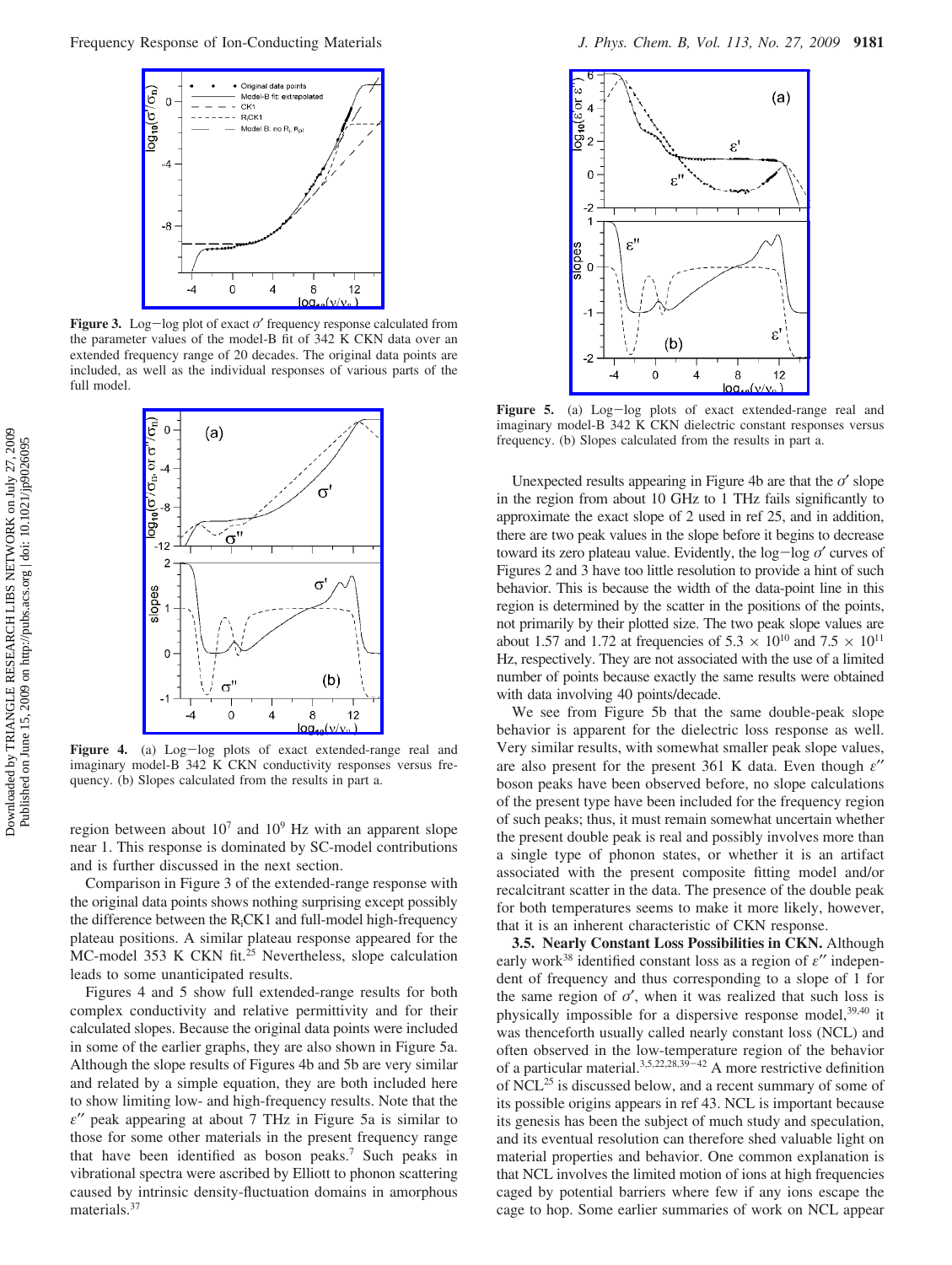**Figure 3.** Log−log plot of exact $\sigma'$ frequency response calculated from the parameter values of the model-B fit of 342 K CKN data over an extended frequency range of 20 decades. The original data points are included, as well as the individual responses of various parts of the full model.

**Figure 4.** (a) Log−log plots of exact extended-range real and imaginary model-B 342 K CKN conductivity responses versus frequency. (b) Slopes calculated from the results in part a.

region between about $10^7$ and $10^9$ Hz with an apparent slope near 1. This response is dominated by SC-model contributions and is further discussed in the next section.

Comparison in Figure 3 of the extended-range response with the original data points shows nothing surprising except possibly the difference between the $R_i$CK1 and full-model high-frequency plateau positions. A similar plateau response appeared for the MC-model 353 K CKN fit.[25] Nevertheless, slope calculation leads to some unanticipated results.

Figures 4 and 5 show full extended-range results for both complex conductivity and relative permittivity and for their calculated slopes. Because the original data points were included in some of the earlier graphs, they are also shown in Figure 5a. Although the slope results of Figures 4b and 5b are very similar and related by a simple equation, they are both included here to show limiting low- and high-frequency results. Note that the $\varepsilon''$ peak appearing at about 7 THz in Figure 5a is similar to those for some other materials in the present frequency range that have been identified as boson peaks.[7] Such peaks in vibrational spectra were ascribed by Elliott to phonon scattering caused by intrinsic density-fluctuation domains in amorphous materials.[37]

**Figure 5.** (a) Log−log plots of exact extended-range real and imaginary model-B 342 K CKN dielectric constant responses versus frequency. (b) Slopes calculated from the results in part a.

Unexpected results appearing in Figure 4b are that the $\sigma'$ slope in the region from about 10 GHz to 1 THz fails significantly to approximate the exact slope of 2 used in ref 25, and in addition, there are two peak values in the slope before it begins to decrease toward its zero plateau value. Evidently, the log−log $\sigma'$ curves of Figures 2 and 3 have too little resolution to provide a hint of such behavior. This is because the width of the data-point line in this region is determined by the scatter in the positions of the points, not primarily by their plotted size. The two peak slope values are about 1.57 and 1.72 at frequencies of $5.3 \times 10^{10}$ and $7.5 \times 10^{11}$ Hz, respectively. They are not associated with the use of a limited number of points because exactly the same results were obtained with data involving 40 points/decade.

We see from Figure 5b that the same double-peak slope behavior is apparent for the dielectric loss response as well. Very similar results, with somewhat smaller peak slope values, are also present for the present 361 K data. Even though $\varepsilon''$ boson peaks have been observed before, no slope calculations of the present type have been included for the frequency region of such peaks; thus, it must remain somewhat uncertain whether the present double peak is real and possibly involves more than a single type of phonon states, or whether it is an artifact associated with the present composite fitting model and/or recalcitrant scatter in the data. The presence of the double peak for both temperatures seems to make it more likely, however, that it is an inherent characteristic of CKN response.

### 3.5. Nearly Constant Loss Possibilities in CKN.

Although early work[38] identified constant loss as a region of $\varepsilon''$ independent of frequency and thus corresponding to a slope of 1 for the same region of $\sigma'$, when it was realized that such loss is physically impossible for a dispersive response model,[39,40] it was thenceforth usually called nearly constant loss (NCL) and often observed in the low-temperature region of the behavior of a particular material.[3,5,22,28,39−42] A more restrictive definition of NCL[25] is discussed below, and a recent summary of some of its possible origins appears in ref 43. NCL is important because its genesis has been the subject of much study and speculation, and its eventual resolution can therefore shed valuable light on material properties and behavior. One common explanation is that NCL involves the limited motion of ions at high frequencies caged by potential barriers where few if any ions escape the cage to hop. Some earlier summaries of work on NCL appear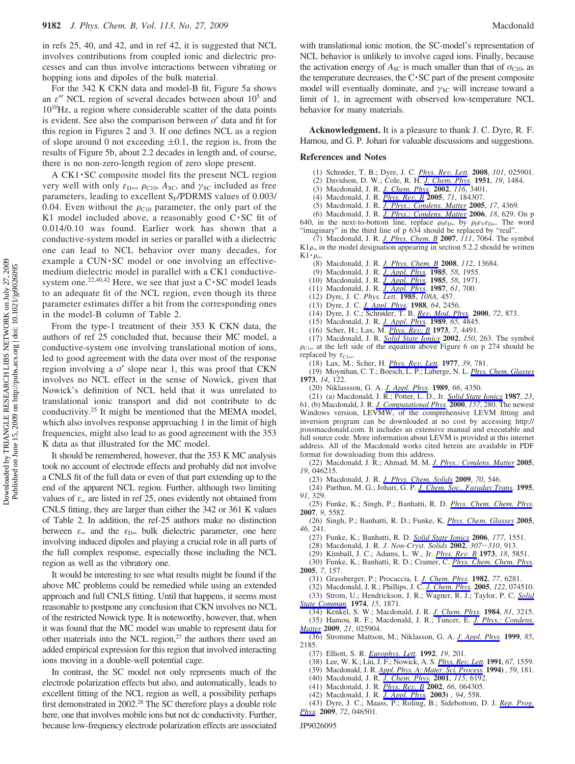in refs 25, 40, and 42, and in ref 42, it is suggested that NCL involves contributions from coupled ionic and dielectric processes and can thus involve interactions between vibrating or hopping ions and dipoles of the bulk material.

For the 342 K CKN data and model-B fit, Figure 5a shows an $\varepsilon''$ NCL region of several decades between about $10^5$ and $10^{10}$Hz, a region where considerable scatter of the data points is evident. See also the comparison between $\sigma'$ data and fit for this region in Figures 2 and 3. If one defines NCL as a region of slope around 0 not exceeding $\pm 0.1$, the region is, from the results of Figure 5b, about 2.2 decades in length and, of course, there is no non-zero-length region of zero slope present.

A CK1$\cdot$SC composite model fits the present NCL region very well with only $\varepsilon_{D\infty}$, $\rho_{C10}$, $A_{SC}$, and $\gamma_{SC}$ included as free parameters, leading to excellent $S_F$/PDRMS values of 0.003/0.04. Even without the $\rho_{C10}$ parameter, the only part of the K1 model included above, a reasonably good C$\cdot$SC fit of 0.014/0.10 was found. Earlier work has shown that a conductive-system model in series or parallel with a dielectric one can lead to NCL behavior over many decades, for example a CUN$\cdot$SC model or one involving an effective-medium dielectric model in parallel with a CK1 conductive-system one.[22,40,42] Here, we see that just a C$\cdot$SC model leads to an adequate fit of the NCL region, even though its three parameter estimates differ a bit from the corresponding ones in the model-B column of Table 2.

From the type-1 treatment of their 353 K CKN data, the authors of ref 25 concluded that, because their MC model, a conductive-system one involving translational motion of ions, led to good agreement with the data over most of the response region involving a $\sigma'$ slope near 1, this was proof that CKN involves no NCL effect in the sense of Nowick, given that Nowick's definition of NCL held that it was unrelated to translational ionic transport and did not contribute to dc conductivity.[25] It might be mentioned that the MEMA model, which also involves response approaching 1 in the limit of high frequencies, might also lead to as good agreement with the 353 K data as that illustrated for the MC model.

It should be remembered, however, that the 353 K MC analysis took no account of electrode effects and probably did not involve a CNLS fit of the full data or even of that part extending up to the end of the apparent NCL region. Further, although two limiting values of $\varepsilon_\infty$ are listed in ref 25, ones evidently not obtained from CNLS fitting, they are larger than either the 342 or 361 K values of Table 2. In addition, the ref-25 authors make no distinction between $\varepsilon_\infty$ and the $\varepsilon_{D\infty}$ bulk dielectric parameter, one here involving induced dipoles and playing a crucial role in all parts of the full complex response, especially those including the NCL region as well as the vibratory one.

It would be interesting to see what results might be found if the above MC problems could be remedied while using an extended approach and full CNLS fitting. Until that happens, it seems most reasonable to postpone any conclusion that CKN involves no NCL of the restricted Nowick type. It is noteworthy, however, that, when it was found that the MC model was unable to represent data for other materials into the NCL region,[27] the authors there used an added empirical expression for this region that involved interacting ions moving in a double-well potential cage.

In contrast, the SC model not only represents much of the electrode polarization effects but also, and automatically, leads to excellent fitting of the NCL region as well, a possibility perhaps first demonstrated in 2002.[28] The SC therefore plays a double role here, one that involves mobile ions but not dc conductivity. Further, because low-frequency electrode polarization effects are associated with translational ionic motion, the SC-model's representation of NCL behavior is unlikely to involve caged ions. Finally, because the activation energy of $A_{SC}$ is much smaller than that of $\sigma_{C10}$, as the temperature decreases, the C$\cdot$SC part of the present composite model will eventually dominate, and $\gamma_{SC}$ will increase toward a limit of 1, in agreement with observed low-temperature NCL behavior for many materials.

**Acknowledgment.** It is a pleasure to thank J. C. Dyre, R. F. Hamou, and G. P. Johari for valuable discussions and suggestions.

## References and Notes

(1) Schrøder, T. B.; Dyre, J. C. *Phys. Rev. Lett.* **2008**, *101*, 025901.
(2) Davidson, D. W.; Cole, R. H. *J. Chem. Phys.* **1951**, *19*, 1484.
(3) Macdonald, J. R. *J. Chem. Phys.* **2002**, *116*, 3401.
(4) Macdonald, J. R. *Phys. Rev. B* **2005**, *71*, 184307.
(5) Macdonald, J. R. *J. Phys.: Condens. Matter* **2005**, *17*, 4369.
(6) Macdonald, J. R. *J. Phys.: Condens. Matter* **2006**, *18*, 629. On p 640, in the next-to-bottom line, replace $\rho_0\varepsilon_{D\infty}$ by $\rho_0\varepsilon_V\varepsilon_{D\infty}$. The word "imaginary" in the third line of p 634 should be replaced by "real".
(7) Macdonald, J. R. *J. Phys. Chem. B* **2007**, *111*, 7064. The symbol K1$\rho_\infty$ in the model designation appearing in section 5.2.2 should be written K1$\cdot\rho_\infty$.
(8) Macdonald, J. R. *J. Phys. Chem. B* **2008**, *112*, 13684.
(9) Macdonald, J. R. *J. Appl. Phys.* **1985**, *58*, 1955.
(10) Macdonald, J. R. *J. Appl. Phys.* **1985**, *58*, 1971.
(11) Macdonald, J. R. *J. Appl. Phys.* **1987**, *61*, 700.
(12) Dyre, J. C. *Phys. Lett.* **1985**, *108A*, 457.
(13) Dyre, J. C. *J. Appl. Phys.* **1988**, *64*, 2456.
(14) Dyre, J. C.; Schrøder, T. B. *Rev. Mod. Phys.* **2000**, *72*, 873.
(15) Macdonald, J. R. *J. Appl. Phys.* **1989**, *65*, 4845.
(16) Scher, H.; Lax, M. *Phys. Rev. B* **1973**, *7*, 4491.
(17) Macdonald, J. R. *Solid State Ionics* **2002**, *150*, 263. The symbol $\rho_{C1\infty}$ at the left side of the equation above Figure 6 on p 274 should be replaced by $\tau_{C1\infty}$.
(18) Lax, M.; Scher, H. *Phys. Rev. Lett.* **1977**, *39*, 781.
(19) Moynihan, C. T.; Boesch, L. P.; Laberge, N. L. *Phys. Chem. Glasses* **1973**, *14*, 122.
(20) Niklassson, G. A. *J. Appl. Phys.* **1989**, *66*, 4350.
(21) (a) Macdonald, J. R.; Potter, L. D., Jr. *Solid State Ionics* **1987**, *23*, 61. (b) Macdonald, J. R. *J. Computational Phys.* **2000**, *157*, 280. The newest Windows version, LEVMW, of the comprehensive LEVM fitting and inversion program can be downloaded at no cost by accessing http://jrossmacdonald.com. It includes an extensive manual and executable and full source code. More information about LEVM is provided at this internet address. All of the Macdonald works cited herein are available in PDF format for downloading from this address.
(22) Macdonald, J. R.; Ahmad, M. M. *J. Phys.: Condens. Matter* **2005**, *19*, 046215.
(23) Macdonald, J. R. *J. Phys. Chem. Solids* **2009**, *70*, 546.
(24) Parthun, M. G.; Johari, G. P. *J. Chem. Soc., Faraday Trans.* **1995**, *91*, 329.
(25) Funke, K.; Singh, P.; Banhatti, R. D. *Phys. Chem. Chem. Phys.* **2007**, *9*, 5582.
(26) Singh, P.; Banhatti, R. D.; Funke, K. *Phys. Chem. Glasses* **2005**, *46*, 241.
(27) Funke, K.; Banhatti, R. D. *Solid State Ionics* **2006**, *177*, 1551.
(28) Macdonald, J. R. *J. Non-Cryst. Solids* **2002**, *307*−*310*, 913.
(29) Kimball, J. C.; Adams, L. W., Jr. *Phys. Rev. B* **1973**, *18*, 5851.
(30) Funke, K.; Banhatti, R. D.; Cramer, C. *Phys. Chem. Chem. Phys.* **2005**, *7*, 157.
(31) Grassberger, P.; Procaccia, I. *J. Chem. Phys.* **1982**, *77*, 6281.
(32) Macdonald, J. R.; Phillips, J. C. *J. Chem. Phys.* **2005**, *122*, 074510.
(33) Strom, U.; Hendrickson, J. R.; Wagner, R. J.; Taylor, P. C. *Solid State Commun.* **1974**, *15*, 1871.
(34) Kenkel, S. W.; Macdonald, J. R. *J. Chem. Phys.* **1984**, *81*, 3215.
(35) Hamou, R. F.; Macdonald, J. R.; Tuncer, E. *J. Phys.: Condens. Matter* **2009**, *21*, 025904.
(36) Stromme Mattson, M.; Niklasson, G. A. *J. Appl. Phys.* **1999**, *85*, 2185.
(37) Elliott, S. R. *Europhys. Lett.* **1992**, *19*, 201.
(38) Lee, W. K.; Liu, J. F.; Nowick, A. S. *Phys. Rev. Lett.* **1991**, *67*, 1559.
(39) Macdonald, J. R. *Appl. Phys. A: Mater. Sci. Process.* **1994**) , *59*, 181.
(40) Macdonald, J. R. *J. Chem. Phys.* **2001**, *115*, 6192.
(41) Macdonald, J. R. *Phys. Rev. B* **2002**, *66*, 064305.
(42) Macdonald, J. R. *J. Appl. Phys.* **2003**) , *94*, 558.
(43) Dyre, J. C.; Maass, P.; Roling, B.; Sidebottom, D. J. *Rep. Prog. Phys.* **2009**, *72*, 046501.

JP9026095